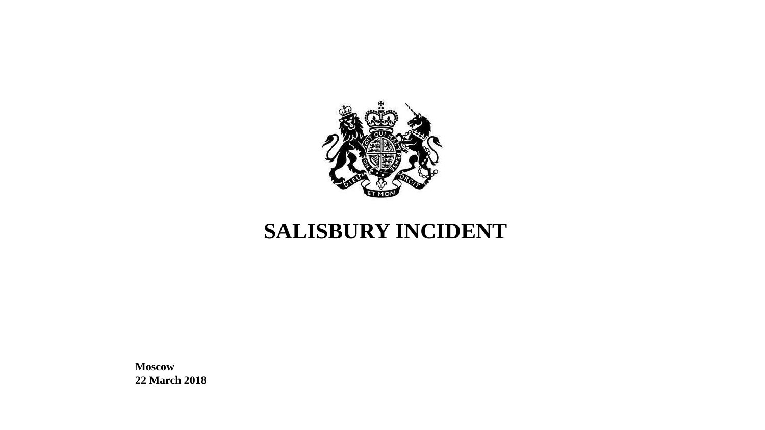# SALISBURY INCIDENT

**Moscow**
**22 March 2018**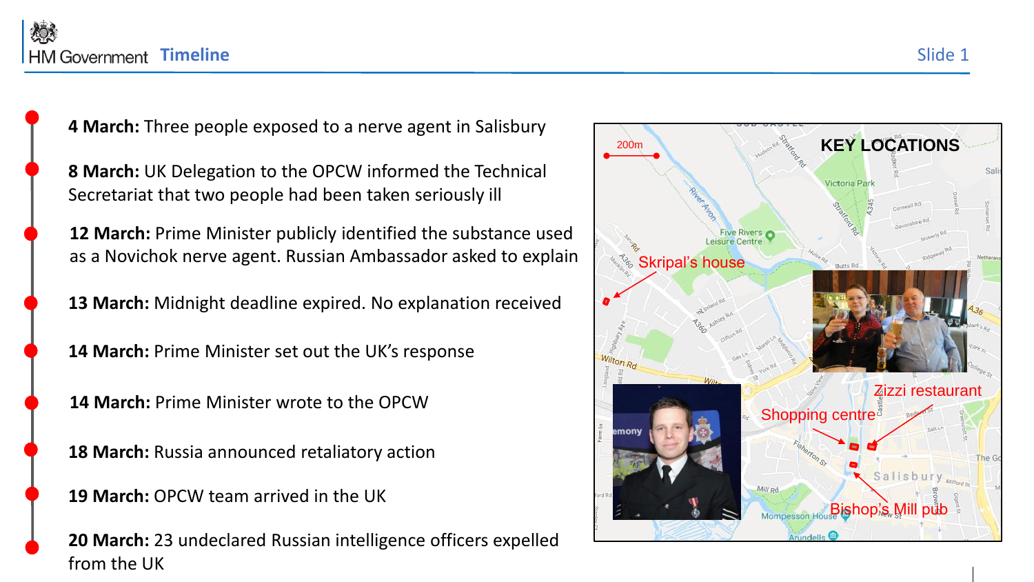# Timeline

- **4 March:** Three people exposed to a nerve agent in Salisbury
- **8 March:** UK Delegation to the OPCW informed the Technical Secretariat that two people had been taken seriously ill
- **12 March:** Prime Minister publicly identified the substance used as a Novichok nerve agent. Russian Ambassador asked to explain
- **13 March:** Midnight deadline expired. No explanation received
- **14 March:** Prime Minister set out the UK's response
- **14 March:** Prime Minister wrote to the OPCW
- **18 March:** Russia announced retaliatory action
- **19 March:** OPCW team arrived in the UK
- **20 March:** 23 undeclared Russian intelligence officers expelled from the UK

**KEY LOCATIONS**

- Skripal's house
- Zizzi restaurant
- Shopping centre
- Bishop's Mill pub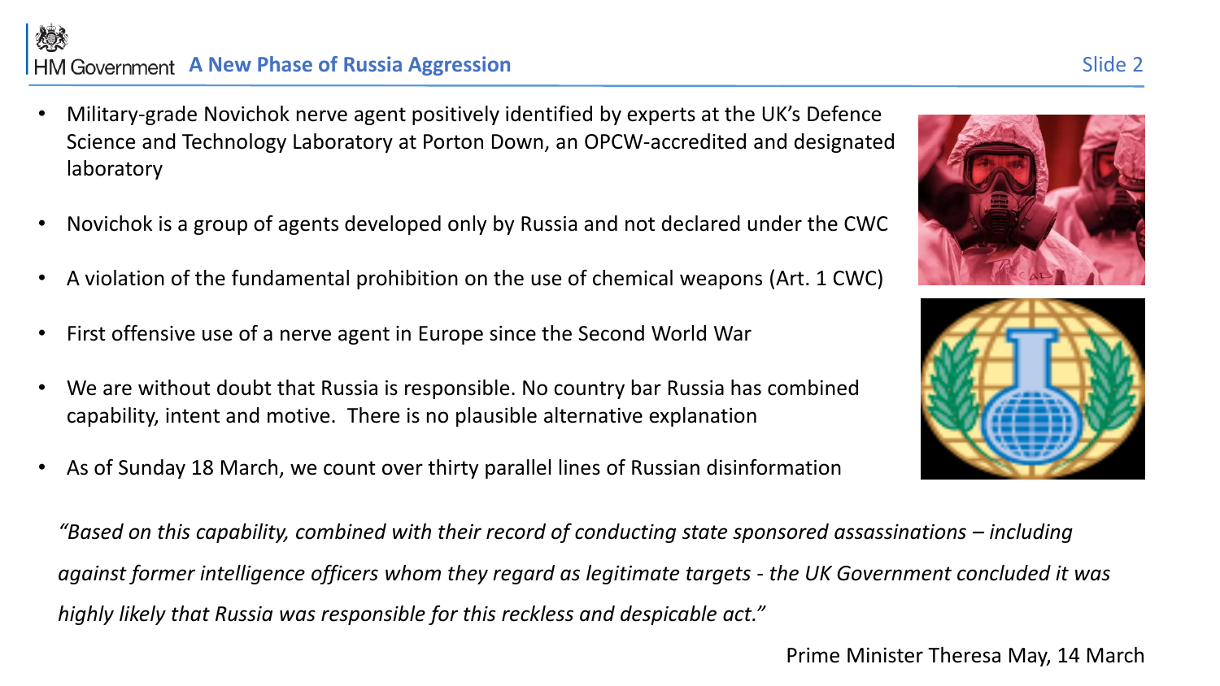# A New Phase of Russia Aggression

- Military-grade Novichok nerve agent positively identified by experts at the UK's Defence Science and Technology Laboratory at Porton Down, an OPCW-accredited and designated laboratory
- Novichok is a group of agents developed only by Russia and not declared under the CWC
- A violation of the fundamental prohibition on the use of chemical weapons (Art. 1 CWC)
- First offensive use of a nerve agent in Europe since the Second World War
- We are without doubt that Russia is responsible. No country bar Russia has combined capability, intent and motive. There is no plausible alternative explanation
- As of Sunday 18 March, we count over thirty parallel lines of Russian disinformation

*"Based on this capability, combined with their record of conducting state sponsored assassinations – including against former intelligence officers whom they regard as legitimate targets - the UK Government concluded it was highly likely that Russia was responsible for this reckless and despicable act."*

Prime Minister Theresa May, 14 March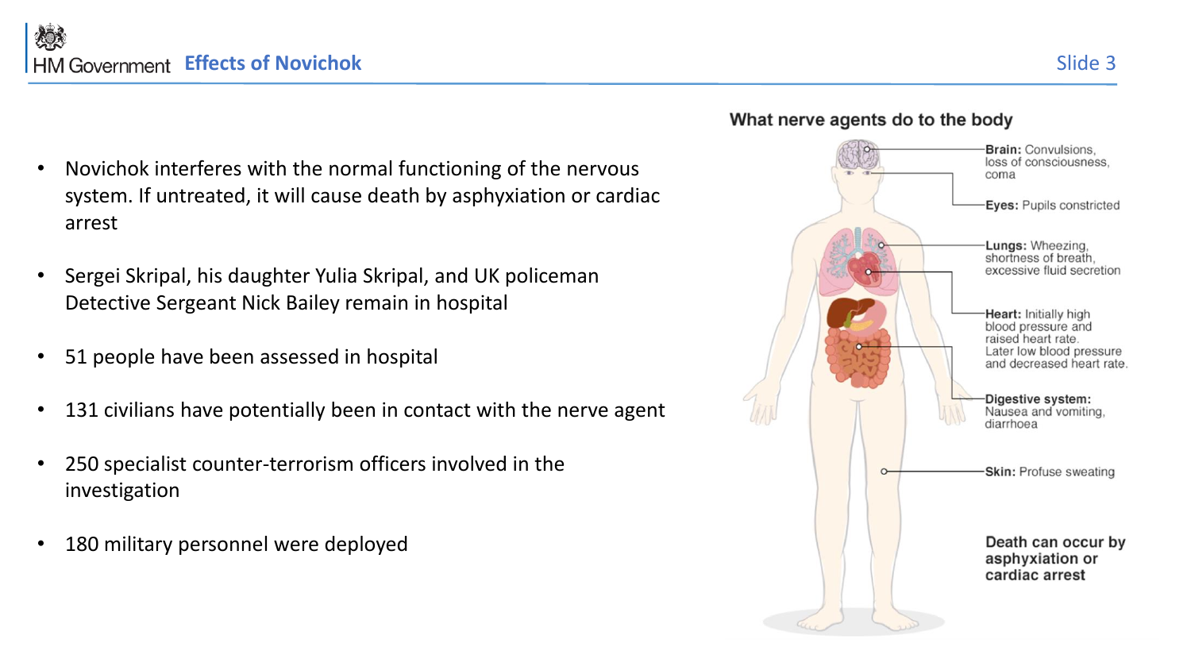# Effects of Novichok

- Novichok interferes with the normal functioning of the nervous system. If untreated, it will cause death by asphyxiation or cardiac arrest
- Sergei Skripal, his daughter Yulia Skripal, and UK policeman Detective Sergeant Nick Bailey remain in hospital
- 51 people have been assessed in hospital
- 131 civilians have potentially been in contact with the nerve agent
- 250 specialist counter-terrorism officers involved in the investigation
- 180 military personnel were deployed

## What nerve agents do to the body

**Brain:** Convulsions, loss of consciousness, coma

**Eyes:** Pupils constricted

**Lungs:** Wheezing, shortness of breath, excessive fluid secretion

**Heart:** Initially high blood pressure and raised heart rate. Later low blood pressure and decreased heart rate.

**Digestive system:** Nausea and vomiting, diarrhoea

**Skin:** Profuse sweating

**Death can occur by asphyxiation or cardiac arrest**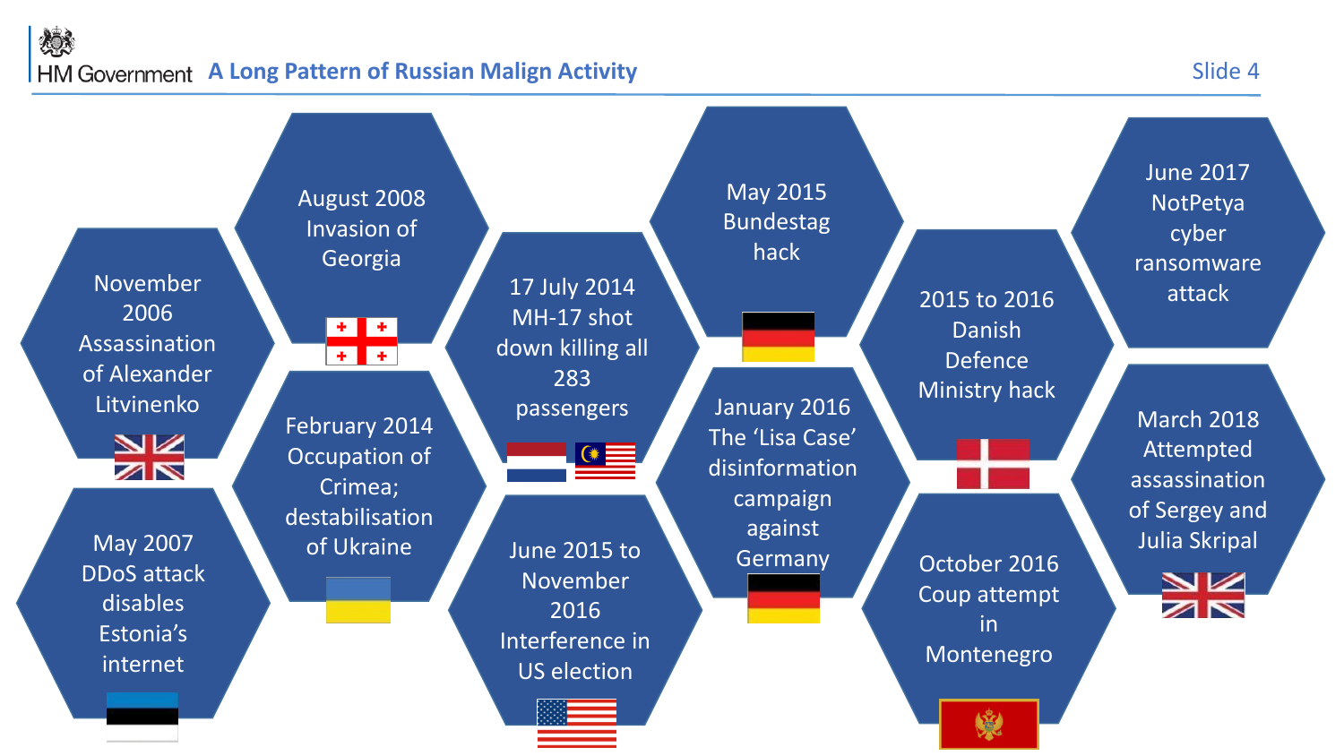## A Long Pattern of Russian Malign Activity

- November 2006 Assassination of Alexander Litvinenko
- May 2007 DDoS attack disables Estonia's internet
- August 2008 Invasion of Georgia
- February 2014 Occupation of Crimea; destabilisation of Ukraine
- 17 July 2014 MH-17 shot down killing all 283 passengers
- June 2015 to November 2016 Interference in US election
- May 2015 Bundestag hack
- January 2016 The 'Lisa Case' disinformation campaign against Germany
- 2015 to 2016 Danish Defence Ministry hack
- October 2016 Coup attempt in Montenegro
- June 2017 NotPetya cyber ransomware attack
- March 2018 Attempted assassination of Sergey and Julia Skripal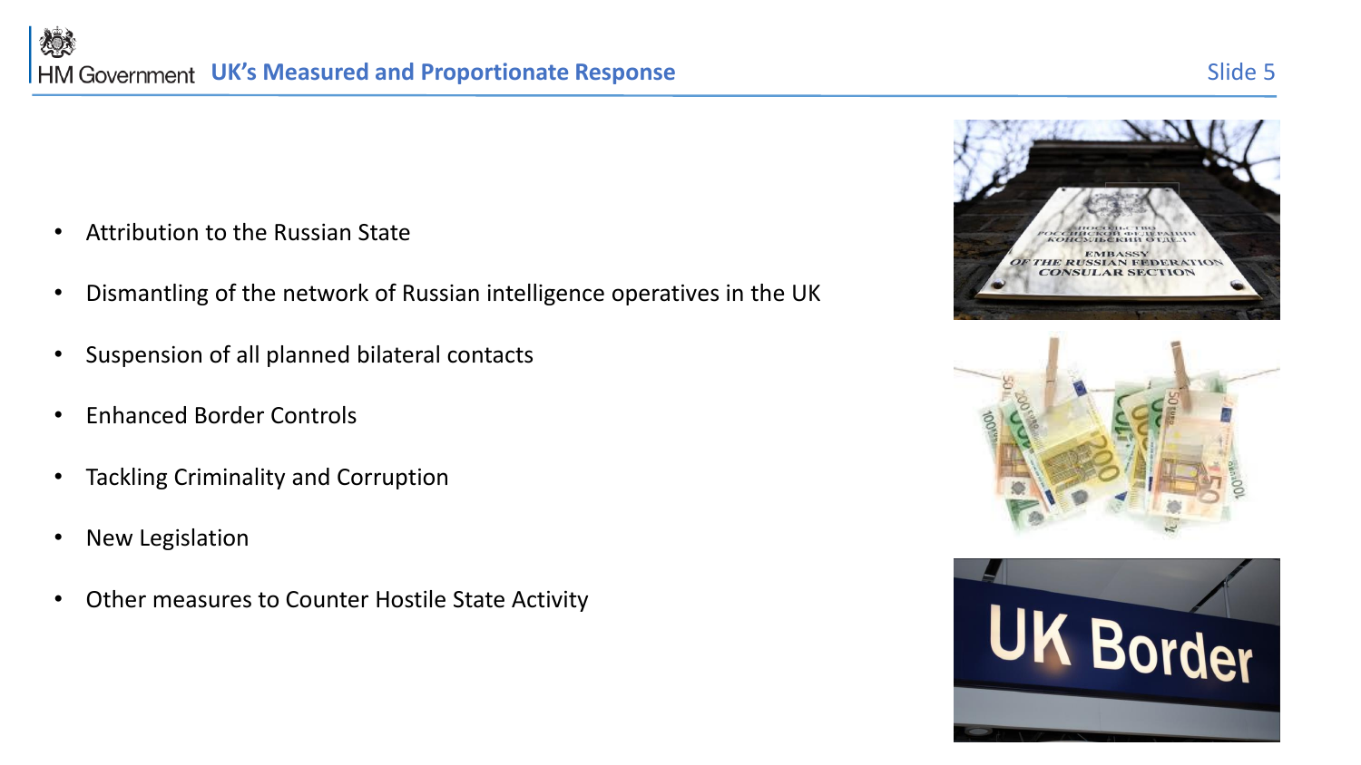## UK's Measured and Proportionate Response

- Attribution to the Russian State
- Dismantling of the network of Russian intelligence operatives in the UK
- Suspension of all planned bilateral contacts
- Enhanced Border Controls
- Tackling Criminality and Corruption
- New Legislation
- Other measures to Counter Hostile State Activity